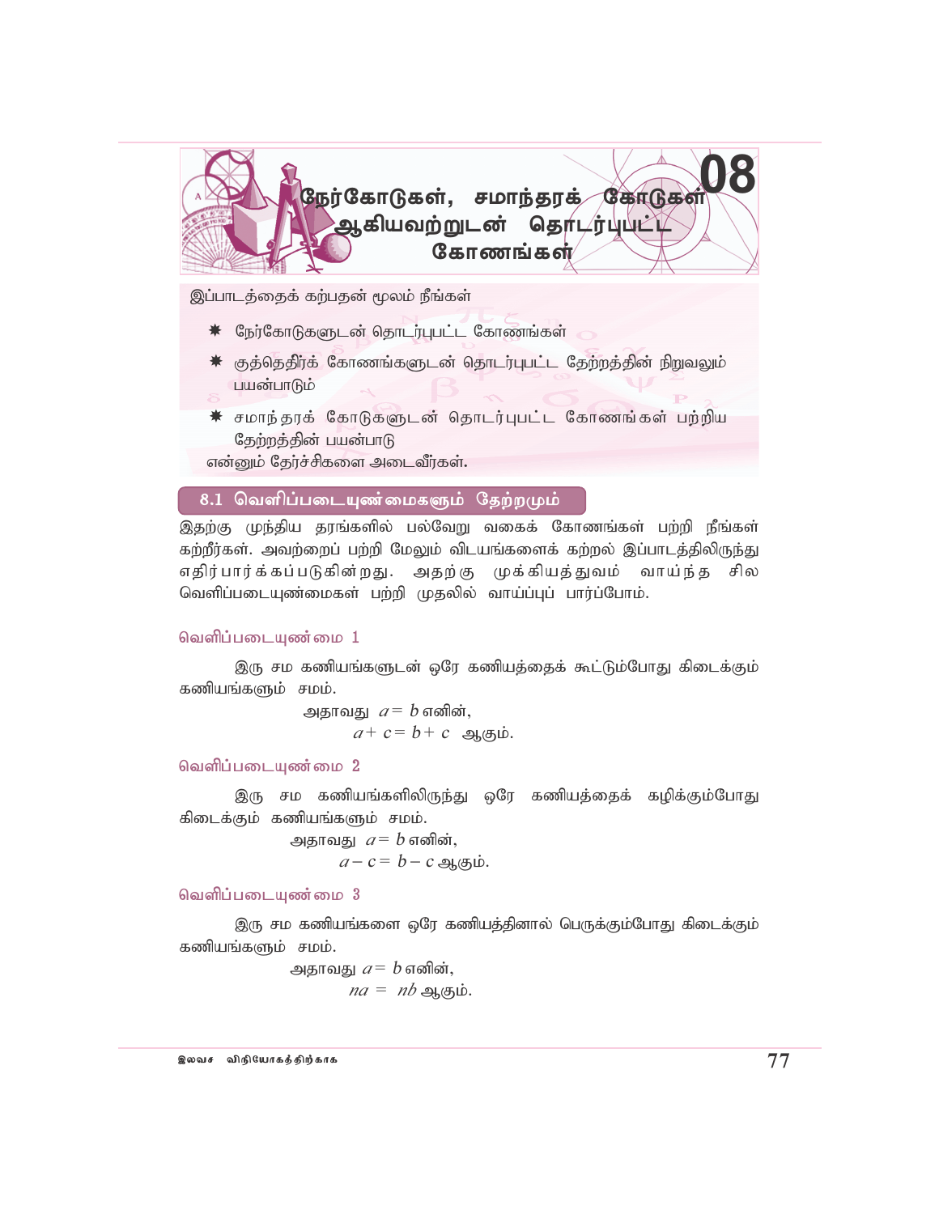# 08 நேர்கோடுகள், சமாந்தரக் கோடுகள் ஆகியவற்றுடன் தொடர்புபட்ட கோணங்கள்

இப்பாடத்தைக் கற்பதன் மூலம் நீங்கள்

- நேர்கோடுகளுடன் தொடர்புபட்ட கோணங்கள்
- குத்தெதிர்க் கோணங்களுடன் தொடர்புபட்ட தேற்றத்தின் நிறுவலும் பயன்பாடும்
- சமாந்தரக் கோடுகளுடன் தொடர்புபட்ட கோணங்கள் பற்றிய தேற்றத்தின் பயன்பாடு

என்னும் தேர்ச்சிகளை அடைவீர்கள்.

## 8.1 வெளிப்படையுண்மைகளும் தேற்றமும்

இதற்கு முந்திய தரங்களில் பல்வேறு வகைக் கோணங்கள் பற்றி நீங்கள் கற்றீர்கள். அவற்றைப் பற்றி மேலும் விடயங்களைக் கற்றல் இப்பாடத்திலிருந்து எதிர்பார்க்கப்படுகின்றது. அதற்கு முக்கியத்துவம் வாய்ந்த சில வெளிப்படையுண்மைகள் பற்றி முதலில் வாய்ப்புப் பார்ப்போம்.

### வெளிப்படையுண்மை 1

இரு சம கணியங்களுடன் ஒரே கணியத்தைக் கூட்டும்போது கிடைக்கும் கணியங்களும் சமம்.

அதாவது $a = b$ எனின்,

$a + c = b + c$ ஆகும்.

### வெளிப்படையுண்மை 2

இரு சம கணியங்களிலிருந்து ஒரே கணியத்தைக் கழிக்கும்போது கிடைக்கும் கணியங்களும் சமம்.

அதாவது $a = b$ எனின்,

$a - c = b - c$ ஆகும்.

### வெளிப்படையுண்மை 3

இரு சம கணியங்களை ஒரே கணியத்தினால் பெருக்கும்போது கிடைக்கும் கணியங்களும் சமம்.

அதாவது $a = b$ எனின்,

$na = nb$ ஆகும்.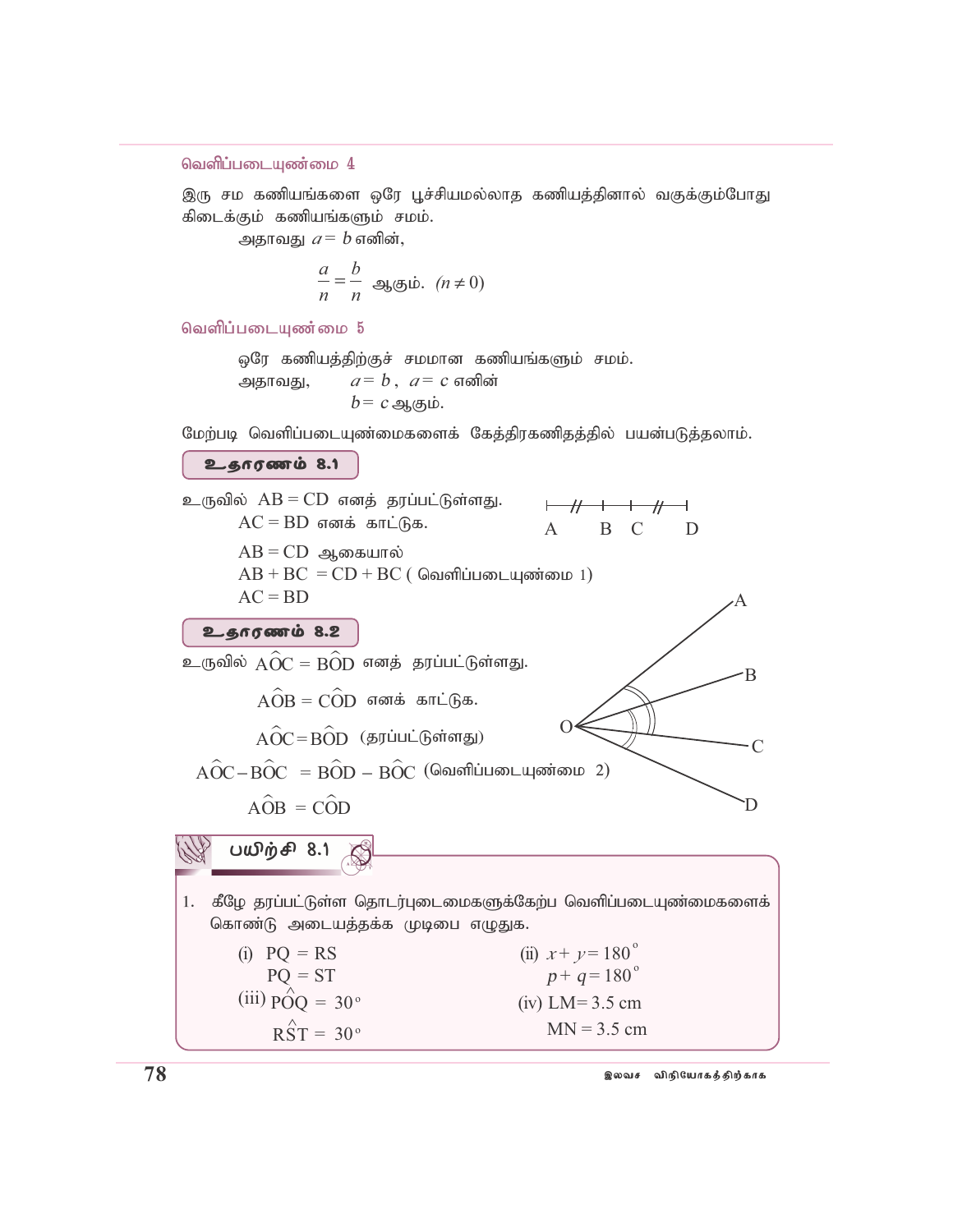### வெளிப்படையுண்மை 4

இரு சம கணியங்களை ஒரே பூச்சியமல்லாத கணியத்தினால் வகுக்கும்போது கிடைக்கும் கணியங்களும் சமம்.

அதாவது $a = b$ எனின்,

$$\frac{a}{n} = \frac{b}{n} \text{ ஆகும். } (n \neq 0)$$

### வெளிப்படையுண்மை 5

ஒரே கணியத்திற்குச் சமமான கணியங்களும் சமம்.

அதாவது, $a = b$, $a = c$ எனின்
$b = c$ ஆகும்.

மேற்படி வெளிப்படையுண்மைகளைக் கேத்திரகணிதத்தில் பயன்படுத்தலாம்.

**உதாரணம் 8.1**

உருவில் $AB = CD$ எனத் தரப்பட்டுள்ளது.
$AC = BD$ எனக் காட்டுக.

$AB = CD$ ஆகையால்
$AB + BC = CD + BC$ ( வெளிப்படையுண்மை 1)
$AC = BD$

**உதாரணம் 8.2**

உருவில் $A\hat{O}C = B\hat{O}D$ எனத் தரப்பட்டுள்ளது.

$A\hat{O}B = C\hat{O}D$ எனக் காட்டுக.

$A\hat{O}C = B\hat{O}D$ (தரப்பட்டுள்ளது)

$A\hat{O}C - B\hat{O}C = B\hat{O}D - B\hat{O}C$ (வெளிப்படையுண்மை 2)

$A\hat{O}B = C\hat{O}D$

**பயிற்சி 8.1**

1. கீழே தரப்பட்டுள்ள தொடர்புடைமைகளுக்கேற்ப வெளிப்படையுண்மைகளைக் கொண்டு அடையத்தக்க முடிபை எழுதுக.

(i) $PQ = RS$
$PQ = ST$

(ii) $x + y = 180^{\circ}$
$p + q = 180^{\circ}$

(iii) $P\hat{O}Q = 30^{\circ}$
$R\hat{S}T = 30^{\circ}$

(iv) $LM = 3.5$ cm
$MN = 3.5$ cm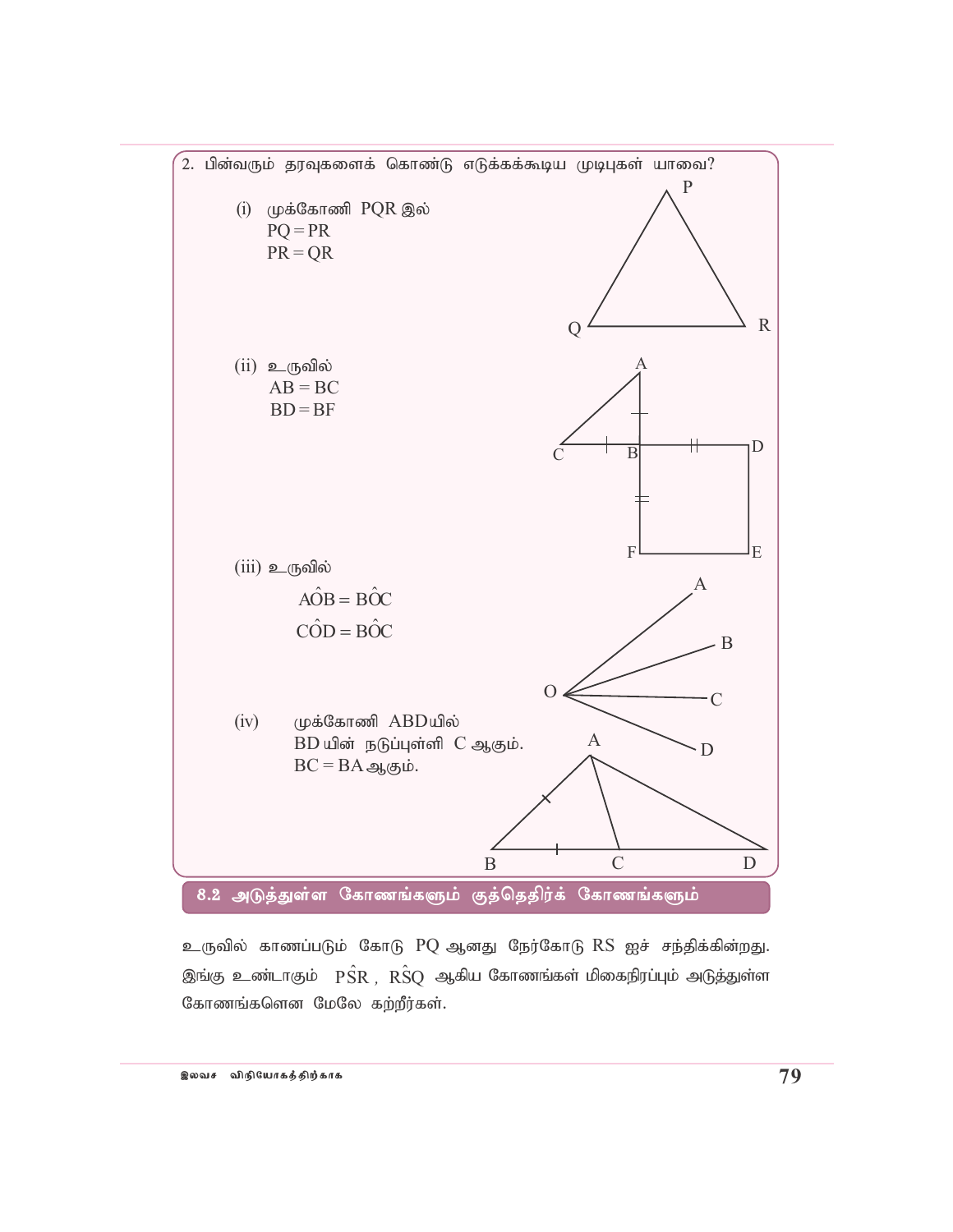2. பின்வரும் தரவுகளைக் கொண்டு எடுக்கக்கூடிய முடிபுகள் யாவை?

(i) முக்கோணி PQR இல்
$PQ = PR$
$PR = QR$

(ii) உருவில்
$AB = BC$
$BD = BF$

(iii) உருவில்
$A\hat{O}B = B\hat{O}C$
$C\hat{O}D = B\hat{O}C$

(iv) முக்கோணி ABDயில்
BD யின் நடுப்புள்ளி C ஆகும்.
$BC = BA$ ஆகும்.

## 8.2 அடுத்துள்ள கோணங்களும் குத்தெதிர்க் கோணங்களும்

உருவில் காணப்படும் கோடு PQ ஆனது நேர்கோடு RS ஐச் சந்திக்கின்றது. இங்கு உண்டாகும் $P\hat{S}R$, $R\hat{S}Q$ ஆகிய கோணங்கள் மிகைநிரப்பும் அடுத்துள்ள கோணங்களென மேலே கற்றீர்கள்.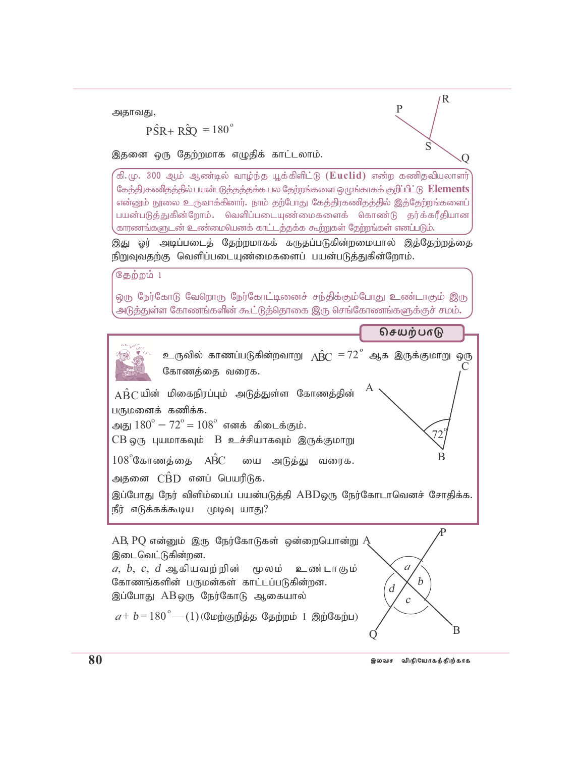அதாவது,

$$P\hat{S}R + R\hat{S}Q = 180^\circ$$

இதனை ஒரு தேற்றமாக எழுதிக் காட்டலாம்.

> கி.மு. 300 ஆம் ஆண்டில் வாழ்ந்த யூக்கிளிட்டு **(Euclid)** என்ற கணிதவியலாளர் கேத்திரகணிதத்தில் பயன்படுத்தத்தக்க பல தேற்றங்களை ஒழுங்காகக் குறிப்பிட்டு **Elements** என்னும் நூலை உருவாக்கினார். நாம் தற்போது கேத்திரகணிதத்தில் இத்தேற்றங்களைப் பயன்படுத்துகின்றோம். வெளிப்படையுண்மைகளைக் கொண்டு தர்க்கரீதியான காரணங்களுடன் உண்மையெனக் காட்டத்தக்க கூற்றுகள் தேற்றங்கள் எனப்படும்.

இது ஓர் அடிப்படைத் தேற்றமாகக் கருதப்படுகின்றமையால் இத்தேற்றத்தை நிறுவுவதற்கு வெளிப்படையுண்மைகளைப் பயன்படுத்துகின்றோம்.

> **தேற்றம் 1**
>
> ஒரு நேர்கோடு வேறொரு நேர்கோட்டினைச் சந்திக்கும்போது உண்டாகும் இரு அடுத்துள்ள கோணங்களின் கூட்டுத்தொகை இரு செங்கோணங்களுக்குச் சமம்.

## செயற்பாடு

உருவில் காணப்படுகின்றவாறு $A\hat{B}C = 72^\circ$ ஆக இருக்குமாறு ஒரு கோணத்தை வரைக.

$A\hat{B}C$ யின் மிகைநிரப்பும் அடுத்துள்ள கோணத்தின் பருமனைக் கணிக்க.

அது $180^\circ - 72^\circ = 108^\circ$ எனக் கிடைக்கும்.

CB ஒரு புயமாகவும் B உச்சியாகவும் இருக்குமாறு $108^\circ$ கோணத்தை $A\hat{B}C$ யை அடுத்து வரைக.

அதனை $C\hat{B}D$ எனப் பெயரிடுக.

இப்போது நேர் விளிம்பைப் பயன்படுத்தி ABD ஒரு நேர்கோடாவெனச் சோதிக்க.

நீர் எடுக்கக்கூடிய முடிவு யாது?

AB, PQ என்னும் இரு நேர்கோடுகள் ஒன்றையொன்று இடைவெட்டுகின்றன.

$a$, $b$, $c$, $d$ ஆகியவற்றின் மூலம் உண்டாகும் கோணங்களின் பருமன்கள் காட்டப்படுகின்றன.

இப்போது AB ஒரு நேர்கோடு ஆகையால்

$a + b = 180^\circ$ — (1) (மேற்குறித்த தேற்றம் 1 இற்கேற்ப)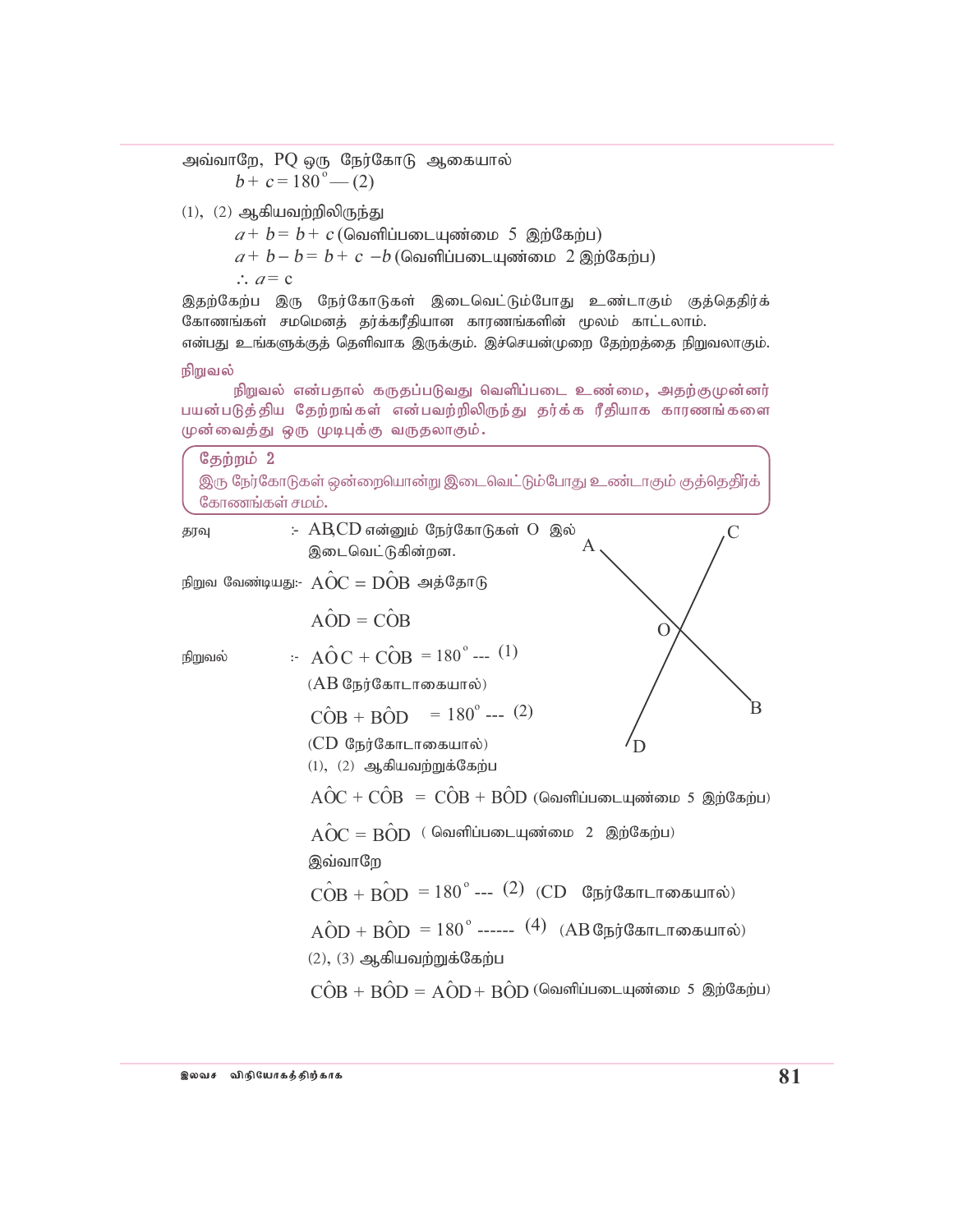அவ்வாறே, PQ ஒரு நேர்கோடு ஆகையால்

$b + c = 180^\circ$ — (2)

(1), (2) ஆகியவற்றிலிருந்து

$a + b = b + c$ (வெளிப்படையுண்மை 5 இற்கேற்ப)

$a + b - b = b + c - b$ (வெளிப்படையுண்மை 2 இற்கேற்ப)

$\therefore a = c$

இதற்கேற்ப இரு நேர்கோடுகள் இடைவெட்டும்போது உண்டாகும் குத்தெதிர்க் கோணங்கள் சமமெனத் தர்க்கரீதியான காரணங்களின் மூலம் காட்டலாம்.

என்பது உங்களுக்குத் தெளிவாக இருக்கும். இச்செயன்முறை தேற்றத்தை நிறுவலாகும்.

**நிறுவல்**

**நிறுவல் என்பதால் கருதப்படுவது வெளிப்படை உண்மை, அதற்குமுன்னர் பயன்படுத்திய தேற்றங்கள் என்பவற்றிலிருந்து தர்க்க ரீதியாக காரணங்களை முன்வைத்து ஒரு முடிபுக்கு வருதலாகும்.**

> **தேற்றம் 2**
>
> இரு நேர்கோடுகள் ஒன்றையொன்று இடைவெட்டும்போது உண்டாகும் குத்தெதிர்க் கோணங்கள் சமம்.

தரவு :- AB,CD என்னும் நேர்கோடுகள் O இல் இடைவெட்டுகின்றன.

நிறுவ வேண்டியது:- $A\hat{O}C = D\hat{O}B$ அத்தோடு

$A\hat{O}D = C\hat{O}B$

நிறுவல் :- $A\hat{O}C + C\hat{O}B = 180^\circ$ --- (1)

(AB நேர்கோடாகையால்)

$C\hat{O}B + B\hat{O}D = 180^\circ$ --- (2)

(CD நேர்கோடாகையால்)

(1), (2) ஆகியவற்றுக்கேற்ப

$A\hat{O}C + C\hat{O}B = C\hat{O}B + B\hat{O}D$ (வெளிப்படையுண்மை 5 இற்கேற்ப)

$A\hat{O}C = B\hat{O}D$ (வெளிப்படையுண்மை 2 இற்கேற்ப)

இவ்வாறே

$C\hat{O}B + B\hat{O}D = 180^\circ$ --- (2) (CD நேர்கோடாகையால்)

$A\hat{O}D + B\hat{O}D = 180^\circ$ ------ (4) (AB நேர்கோடாகையால்)

(2), (3) ஆகியவற்றுக்கேற்ப

$C\hat{O}B + B\hat{O}D = A\hat{O}D + B\hat{O}D$ (வெளிப்படையுண்மை 5 இற்கேற்ப)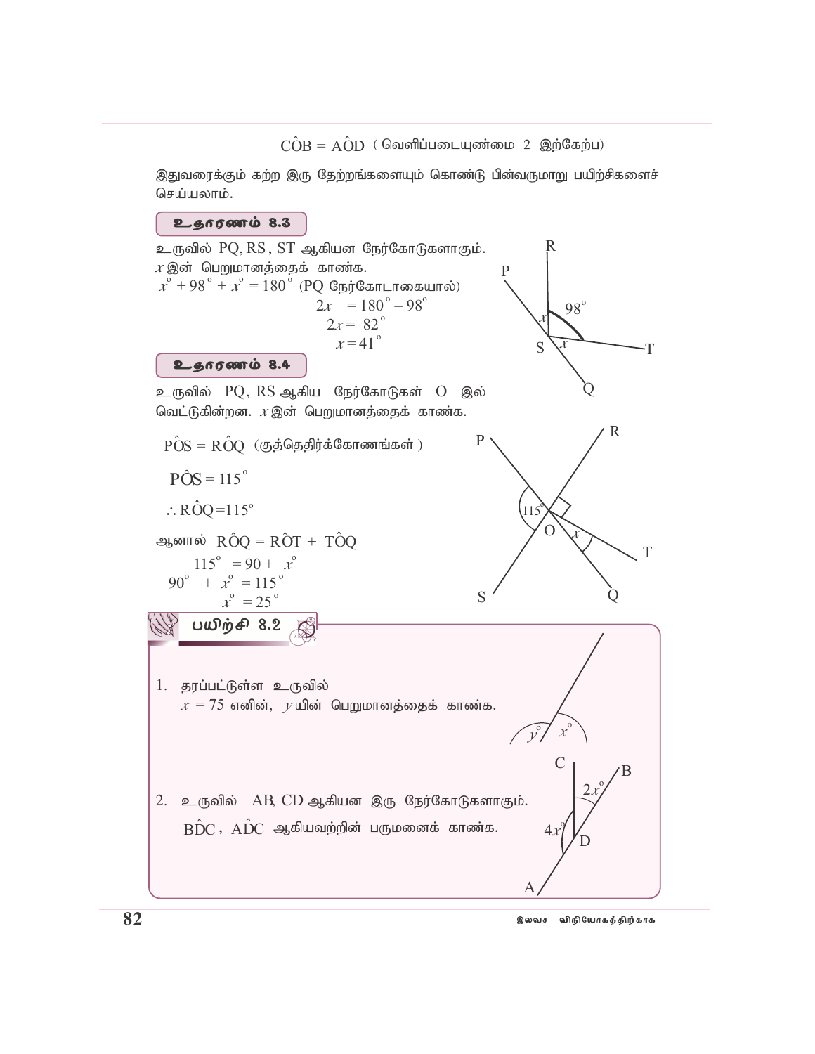$C\hat{O}B = A\hat{O}D$ ( வெளிப்படையுண்மை 2 இற்கேற்ப)

இதுவரைக்கும் கற்ற இரு தேற்றங்களையும் கொண்டு பின்வருமாறு பயிற்சிகளைச் செய்யலாம்.

### உதாரணம் 8.3

உருவில் PQ, RS , ST ஆகியன நேர்கோடுகளாகும். $x$ இன் பெறுமானத்தைக் காண்க.

$x^{\circ} + 98^{\circ} + x^{\circ} = 180^{\circ}$ (PQ நேர்கோடாகையால்)

$2x = 180^{\circ} - 98^{\circ}$

$2x = 82^{\circ}$

$x = 41^{\circ}$

### உதாரணம் 8.4

உருவில் PQ, RS ஆகிய நேர்கோடுகள் O இல் வெட்டுகின்றன. $x$ இன் பெறுமானத்தைக் காண்க.

$P\hat{O}S = R\hat{O}Q$ (குத்தெதிர்க்கோணங்கள் )

$P\hat{O}S = 115^{\circ}$

$\therefore R\hat{O}Q = 115^{\circ}$

ஆனால் $R\hat{O}Q = R\hat{O}T + T\hat{O}Q$

$115^{\circ} = 90 + x^{\circ}$

$90^{\circ} + x^{\circ} = 115^{\circ}$

$x^{\circ} = 25^{\circ}$

### பயிற்சி 8.2

1. தரப்பட்டுள்ள உருவில் $x = 75$ எனின், $y$ யின் பெறுமானத்தைக் காண்க.

2. உருவில் AB, CD ஆகியன இரு நேர்கோடுகளாகும். $B\hat{D}C$ , $A\hat{D}C$ ஆகியவற்றின் பருமனைக் காண்க.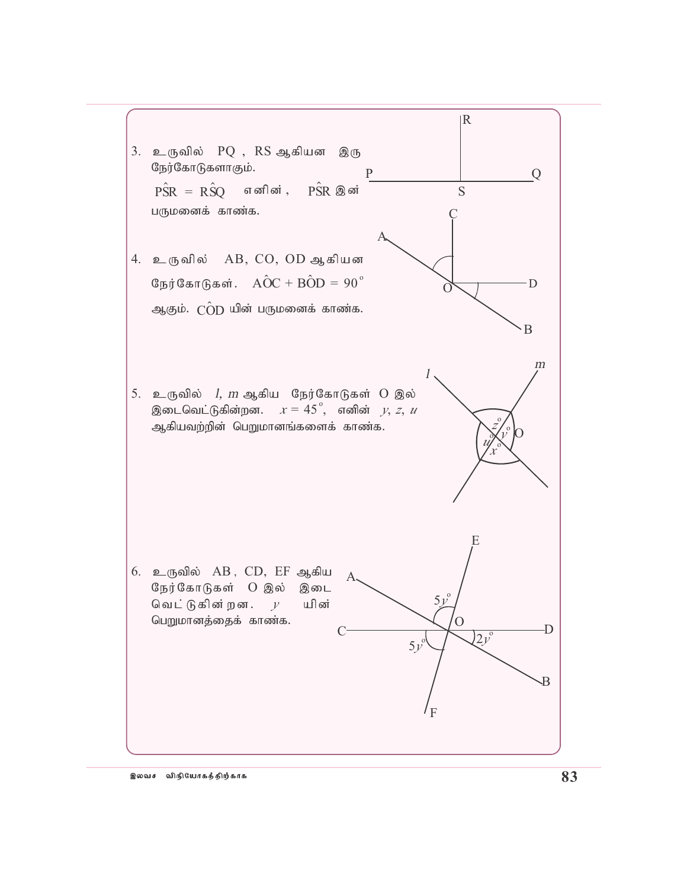3. உருவில் PQ , RS ஆகியன இரு நேர்கோடுகளாகும்.
   $P\hat{S}R = R\hat{S}Q$ எனின், $P\hat{S}R$ இன் பருமனைக் காண்க.

4. உருவில் AB, CO, OD ஆகியன நேர்கோடுகள். $A\hat{O}C + B\hat{O}D = 90^{\circ}$ ஆகும். $C\hat{O}D$ யின் பருமனைக் காண்க.

5. உருவில் $l$, $m$ ஆகிய நேர்கோடுகள் O இல் இடைவெட்டுகின்றன. $x = 45^{\circ}$, எனின் $y$, $z$, $u$ ஆகியவற்றின் பெறுமானங்களைக் காண்க.

6. உருவில் AB , CD, EF ஆகிய நேர்கோடுகள் O இல் இடை வெட்டுகின்றன. $y$ யின் பெறுமானத்தைக் காண்க.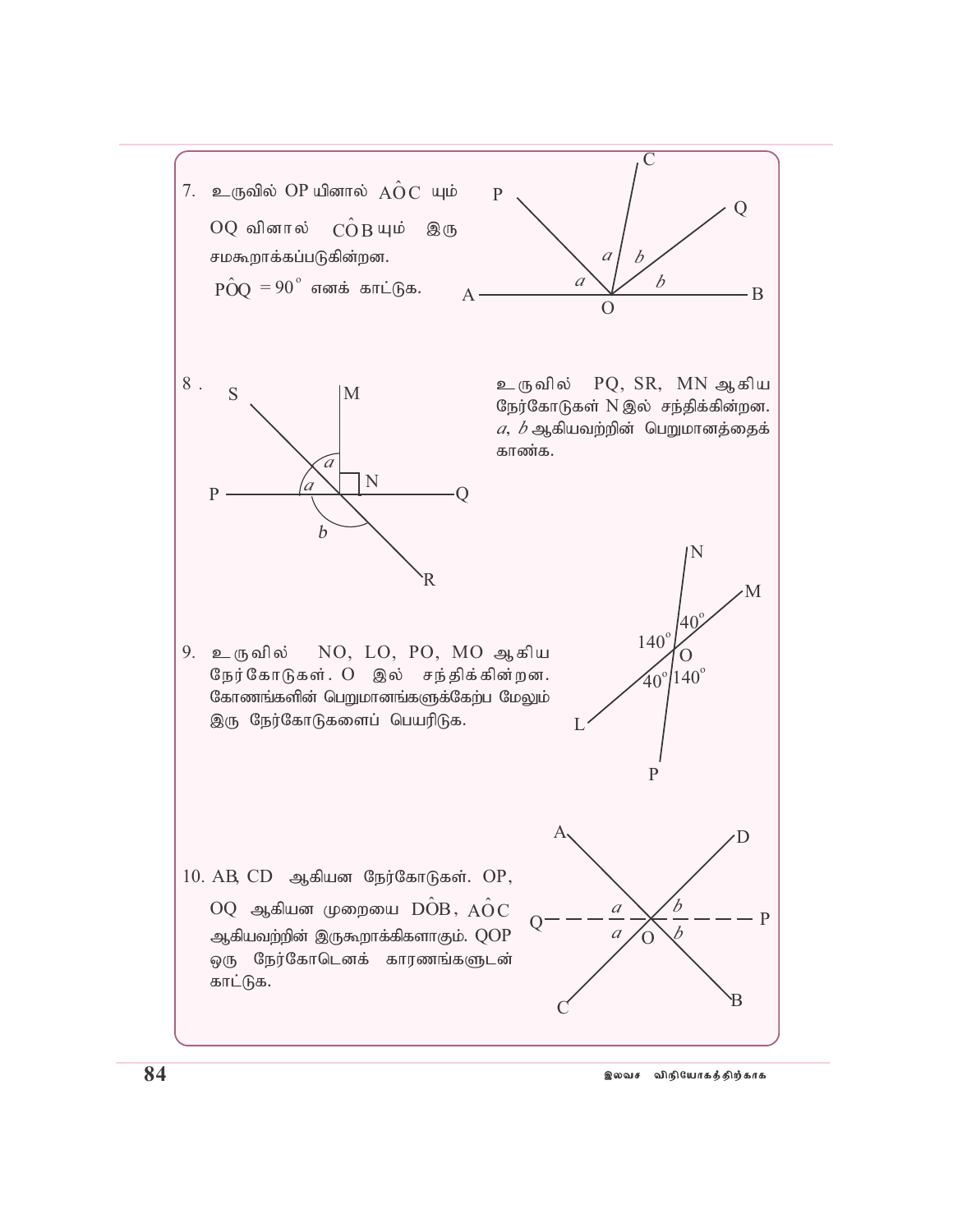7. உருவில் OP யினால் $A\hat{O}C$ யும் OQ வினால் $C\hat{O}B$ யும் இரு சமகூறாக்கப்படுகின்றன. $P\hat{O}Q = 90^{\circ}$ எனக் காட்டுக.

8. உருவில் PQ, SR, MN ஆகிய நேர்கோடுகள் N இல் சந்திக்கின்றன. $a$, $b$ ஆகியவற்றின் பெறுமானத்தைக் காண்க.

9. உருவில் NO, LO, PO, MO ஆகிய நேர்கோடுகள். O இல் சந்திக்கின்றன. கோணங்களின் பெறுமானங்களுக்கேற்ப மேலும் இரு நேர்கோடுகளைப் பெயரிடுக.

10. AB, CD ஆகியன நேர்கோடுகள். OP, OQ ஆகியன முறையை $D\hat{O}B$, $A\hat{O}C$ ஆகியவற்றின் இருகூறாக்கிகளாகும். QOP ஒரு நேர்கோடெனக் காரணங்களுடன் காட்டுக.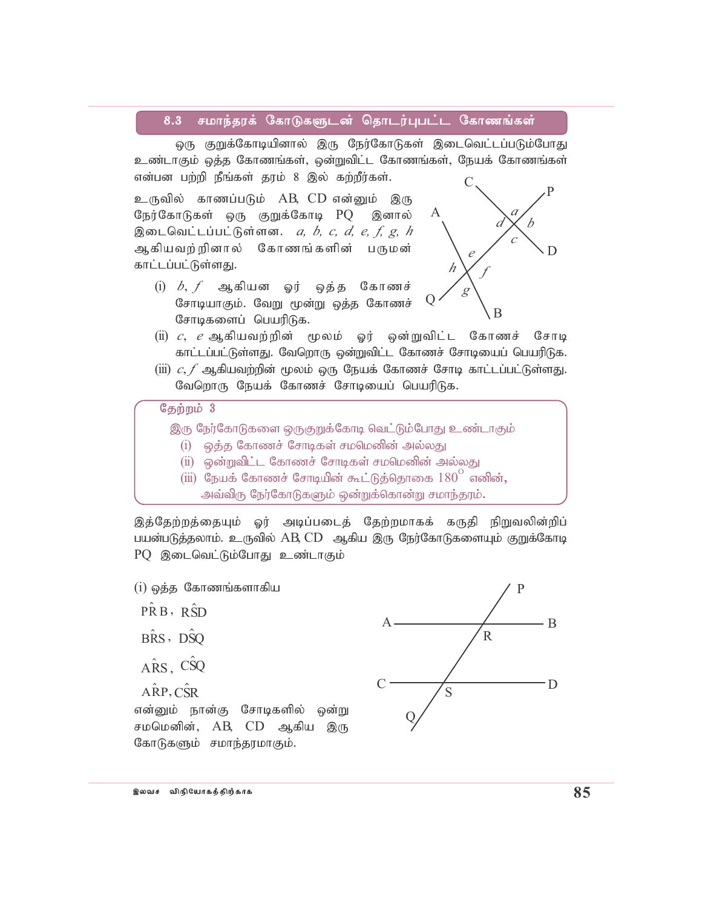## 8.3 சமாந்தரக் கோடுகளுடன் தொடர்புபட்ட கோணங்கள்

ஒரு குறுக்கோடியினால் இரு நேர்கோடுகள் இடைவெட்டப்படும்போது உண்டாகும் ஒத்த கோணங்கள், ஒன்றுவிட்ட கோணங்கள், நேயக் கோணங்கள் என்பன பற்றி நீங்கள் தரம் 8 இல் கற்றீர்கள்.

உருவில் காணப்படும் AB, CD என்னும் இரு நேர்கோடுகள் ஒரு குறுக்கோடி PQ இனால் இடைவெட்டப்பட்டுள்ளன. $a, b, c, d, e, f, g, h$ ஆகியவற்றினால் கோணங்களின் பருமன் காட்டப்பட்டுள்ளது.

(i) $b, f$ ஆகியன ஓர் ஒத்த கோணச் சோடியாகும். வேறு மூன்று ஒத்த கோணச் சோடிகளைப் பெயரிடுக.

(ii) $c, e$ ஆகியவற்றின் மூலம் ஓர் ஒன்றுவிட்ட கோணச் சோடி காட்டப்பட்டுள்ளது. வேறொரு ஒன்றுவிட்ட கோணச் சோடியைப் பெயரிடுக.

(iii) $c, f$ ஆகியவற்றின் மூலம் ஒரு நேயக் கோணச் சோடி காட்டப்பட்டுள்ளது. வேறொரு நேயக் கோணச் சோடியைப் பெயரிடுக.

**தேற்றம் 3**

இரு நேர்கோடுகளை ஒருகுறுக்கோடி வெட்டும்போது உண்டாகும்

(i) ஒத்த கோணச் சோடிகள் சமமெனின் அல்லது

(ii) ஒன்றுவிட்ட கோணச் சோடிகள் சமமெனின் அல்லது

(iii) நேயக் கோணச் சோடியின் கூட்டுத்தொகை $180^{\circ}$ எனின்,

அவ்விரு நேர்கோடுகளும் ஒன்றுக்கொன்று சமாந்தரம்.

இத்தேற்றத்தையும் ஓர் அடிப்படைத் தேற்றமாகக் கருதி நிறுவலின்றிப் பயன்படுத்தலாம். உருவில் AB, CD ஆகிய இரு நேர்கோடுகளையும் குறுக்கோடி PQ இடைவெட்டும்போது உண்டாகும்

(i) ஒத்த கோணங்களாகிய

$P\hat{R}B$, $R\hat{S}D$

$B\hat{R}S$, $D\hat{S}Q$

$A\hat{R}S$, $C\hat{S}Q$

$A\hat{R}P$, $C\hat{S}R$

என்னும் நான்கு சோடிகளில் ஒன்று சமமெனின், AB, CD ஆகிய இரு கோடுகளும் சமாந்தரமாகும்.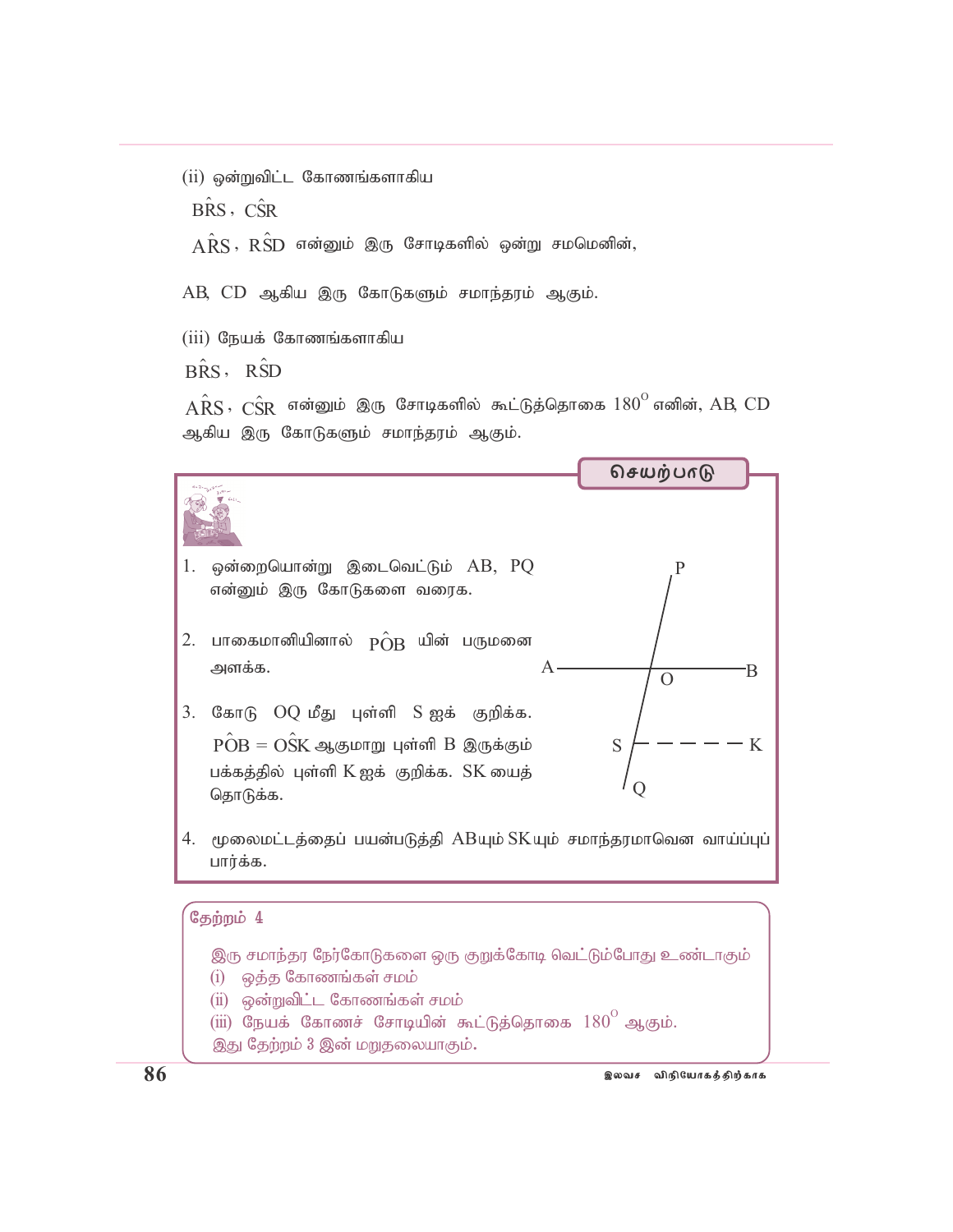(ii) ஒன்றுவிட்ட கோணங்களாகிய

$B\hat{R}S$, $C\hat{S}R$

$A\hat{R}S$, $R\hat{S}D$ என்னும் இரு சோடிகளில் ஒன்று சமமெனின்,

AB, CD ஆகிய இரு கோடுகளும் சமாந்தரம் ஆகும்.

(iii) நேயக் கோணங்களாகிய

$B\hat{R}S$, $R\hat{S}D$

$A\hat{R}S$, $C\hat{S}R$ என்னும் இரு சோடிகளில் கூட்டுத்தொகை $180^{O}$ எனின், AB, CD ஆகிய இரு கோடுகளும் சமாந்தரம் ஆகும்.

## செயற்பாடு

1. ஒன்றையொன்று இடைவெட்டும் AB, PQ என்னும் இரு கோடுகளை வரைக.

2. பாகைமானியினால் $P\hat{O}B$ யின் பருமனை அளக்க.

3. கோடு OQ மீது புள்ளி S ஐக் குறிக்க. $P\hat{O}B = O\hat{S}K$ ஆகுமாறு புள்ளி B இருக்கும் பக்கத்தில் புள்ளி K ஐக் குறிக்க. SK யைத் தொடுக்க.

4. மூலைமட்டத்தைப் பயன்படுத்தி AB யும் SK யும் சமாந்தரமாவென வாய்ப்புப் பார்க்க.

### தேற்றம் 4

இரு சமாந்தர நேர்கோடுகளை ஒரு குறுக்கோடி வெட்டும்போது உண்டாகும்

(i) ஒத்த கோணங்கள் சமம்

(ii) ஒன்றுவிட்ட கோணங்கள் சமம்

(iii) நேயக் கோணச் சோடியின் கூட்டுத்தொகை $180^{O}$ ஆகும்.

இது தேற்றம் 3 இன் மறுதலையாகும்.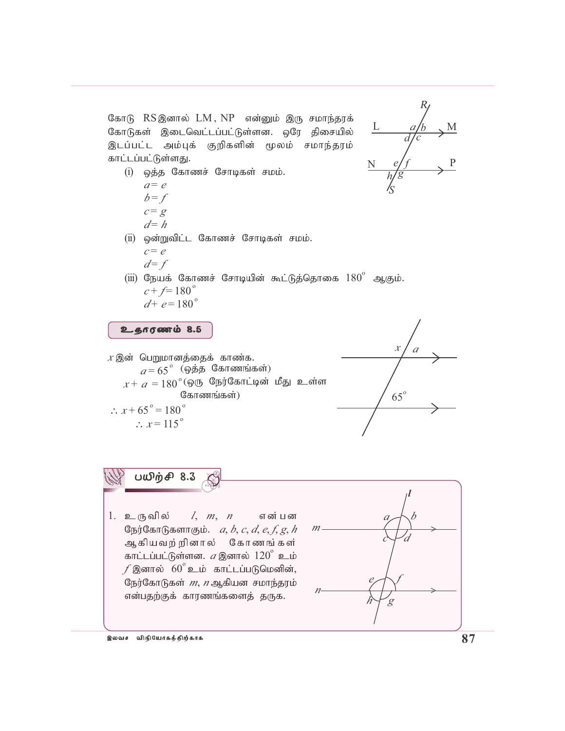கோடு RS இனால் LM, NP என்னும் இரு சமாந்தரக் கோடுகள் இடைவெட்டப்பட்டுள்ளன. ஒரே திசையில் இடப்பட்ட அம்புக் குறிகளின் மூலம் சமாந்தரம் காட்டப்பட்டுள்ளது.

(i) ஒத்த கோணச் சோடிகள் சமம்.

$a = e$

$b = f$

$c = g$

$d = h$

(ii) ஒன்றுவிட்ட கோணச் சோடிகள் சமம்.

$c = e$

$d = f$

(iii) நேயக் கோணச் சோடியின் கூட்டுத்தொகை $180^{\circ}$ ஆகும்.

$c + f = 180^{\circ}$

$d + e = 180^{\circ}$

### உதாரணம் 8.5

$x$ இன் பெறுமானத்தைக் காண்க.

$a = 65^{\circ}$ (ஒத்த கோணங்கள்)

$x + a = 180^{\circ}$ (ஒரு நேர்கோட்டின் மீது உள்ள கோணங்கள்)

$\therefore x + 65^{\circ} = 180^{\circ}$

$\therefore x = 115^{\circ}$

## பயிற்சி 8.3

1. உருவில் $l, m, n$ என்பன நேர்கோடுகளாகும். $a, b, c, d, e, f, g, h$ ஆகியவற்றினால் கோணங்கள் காட்டப்பட்டுள்ளன. $a$ இனால் $120^{\circ}$ உம் $f$ இனால் $60^{\circ}$ உம் காட்டப்படுமெனின், நேர்கோடுகள் $m, n$ ஆகியன சமாந்தரம் என்பதற்குக் காரணங்களைத் தருக.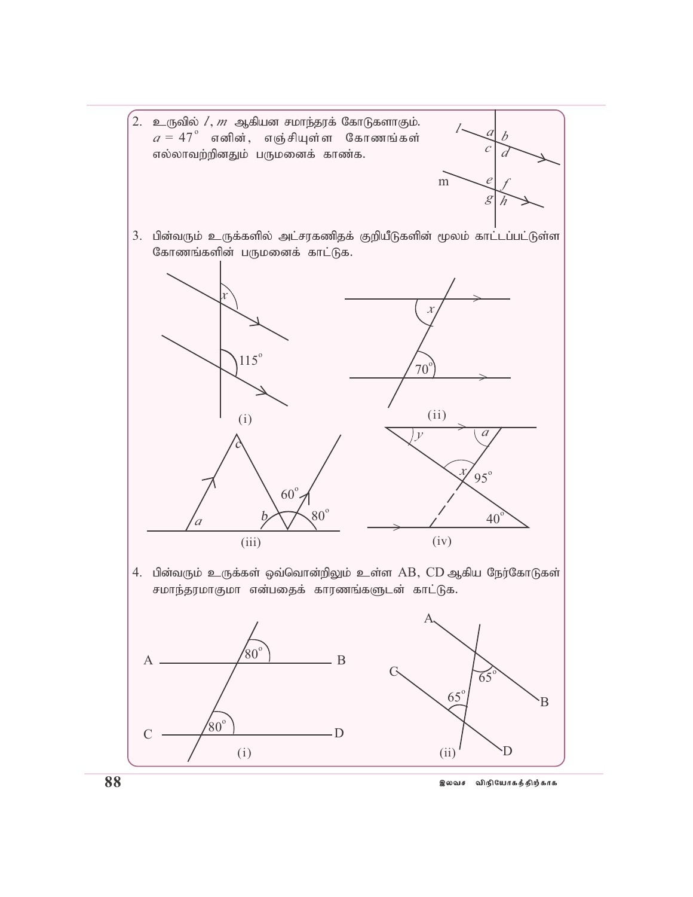2. உருவில் $l$, $m$ ஆகியன சமாந்தரக் கோடுகளாகும். $a = 47^\circ$ எனின், எஞ்சியுள்ள கோணங்கள் எல்லாவற்றினதும் பருமனைக் காண்க.

3. பின்வரும் உருக்களில் அட்சரகணிதக் குறியீடுகளின் மூலம் காட்டப்பட்டுள்ள கோணங்களின் பருமனைக் காட்டுக.

(i) (ii) (iii) (iv)

4. பின்வரும் உருக்கள் ஒவ்வொன்றிலும் உள்ள AB, CD ஆகிய நேர்கோடுகள் சமாந்தரமாகுமா என்பதைக் காரணங்களுடன் காட்டுக.

(i) (ii)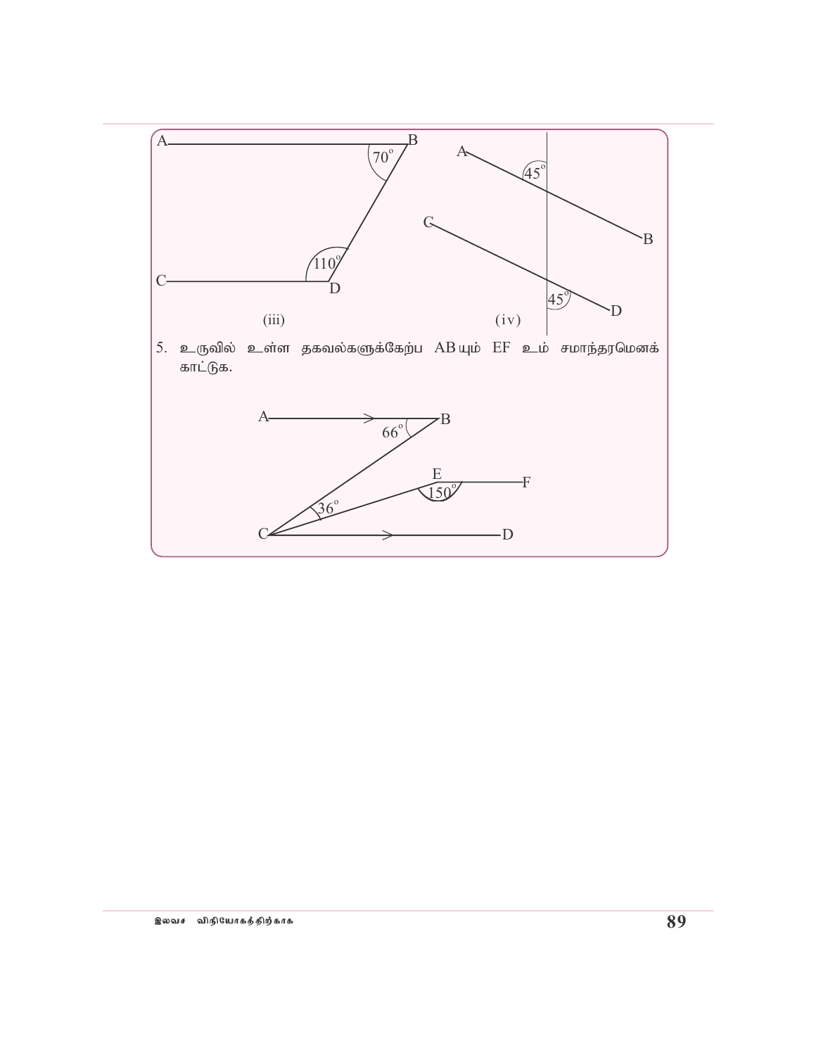(iii)

(iv)

5. உருவில் உள்ள தகவல்களுக்கேற்ப AB யும் EF உம் சமாந்தரமெனக் காட்டுக.